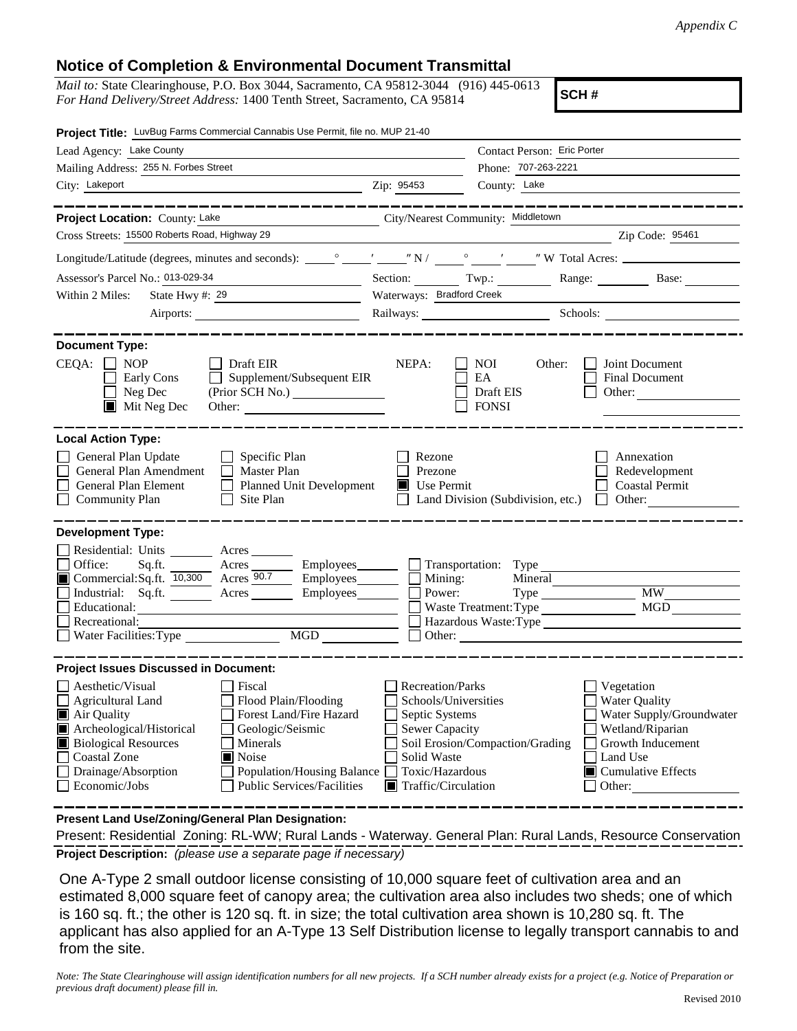*Appendix C*

## Notice of Completion & Environmental Document Transmittal

*Mail to:* State Clearinghouse, P.O. Box 3044, Sacramento, CA 95812-3044 (916) 445-0613
*For Hand Delivery/Street Address:* 1400 Tenth Street, Sacramento, CA 95814

**SCH #**

**Project Title:** LuvBug Farms Commercial Cannabis Use Permit, file no. MUP 21-40

Lead Agency: Lake County
Contact Person: Eric Porter
Mailing Address: 255 N. Forbes Street
Phone: 707-263-2221
City: Lakeport Zip: 95453
County: Lake

---

**Project Location:** County: Lake City/Nearest Community: Middletown
Cross Streets: 15500 Roberts Road, Highway 29 Zip Code: 95461
Longitude/Latitude (degrees, minutes and seconds): \_\_\_° \_\_\_′ \_\_\_″ N / \_\_\_° \_\_\_′ \_\_\_″ W Total Acres:
Assessor's Parcel No.: 013-029-34 Section: Twp.: Range: Base:
Within 2 Miles: State Hwy #: 29 Waterways: Bradford Creek
Airports: Railways: Schools:

---

**Document Type:**

CEQA: ☐ NOP ☐ Early Cons ☐ Neg Dec ■ Mit Neg Dec ☐ Draft EIR ☐ Supplement/Subsequent EIR (Prior SCH No.) Other:

NEPA: ☐ NOI ☐ EA ☐ Draft EIS ☐ FONSI

Other: ☐ Joint Document ☐ Final Document ☐ Other:

---

**Local Action Type:**

☐ General Plan Update ☐ General Plan Amendment ☐ General Plan Element ☐ Community Plan ☐ Specific Plan ☐ Master Plan ☐ Planned Unit Development ☐ Site Plan ☐ Rezone ☐ Prezone ■ Use Permit ☐ Land Division (Subdivision, etc.) ☐ Annexation ☐ Redevelopment ☐ Coastal Permit ☐ Other:

---

**Development Type:**

☐ Residential: Units Acres
☐ Office: Sq.ft. Acres Employees
■ Commercial: Sq.ft. 10,300 Acres 90.7 Employees
☐ Industrial: Sq.ft. Acres Employees
☐ Educational:
☐ Recreational:
☐ Water Facilities: Type MGD
☐ Transportation: Type
☐ Mining: Mineral
☐ Power: Type MW
☐ Waste Treatment: Type MGD
☐ Hazardous Waste: Type
☐ Other:

---

**Project Issues Discussed in Document:**

☐ Aesthetic/Visual
☐ Agricultural Land
■ Air Quality
■ Archeological/Historical
■ Biological Resources
☐ Coastal Zone
☐ Drainage/Absorption
☐ Economic/Jobs
☐ Fiscal
☐ Flood Plain/Flooding
☐ Forest Land/Fire Hazard
☐ Geologic/Seismic
☐ Minerals
■ Noise
☐ Population/Housing Balance
☐ Public Services/Facilities
☐ Recreation/Parks
☐ Schools/Universities
☐ Septic Systems
☐ Sewer Capacity
☐ Soil Erosion/Compaction/Grading
☐ Solid Waste
☐ Toxic/Hazardous
■ Traffic/Circulation
☐ Vegetation
☐ Water Quality
☐ Water Supply/Groundwater
☐ Wetland/Riparian
☐ Growth Inducement
☐ Land Use
■ Cumulative Effects
☐ Other:

---

**Present Land Use/Zoning/General Plan Designation:**

Present: Residential Zoning: RL-WW; Rural Lands - Waterway. General Plan: Rural Lands, Resource Conservation

**Project Description:** *(please use a separate page if necessary)*

One A-Type 2 small outdoor license consisting of 10,000 square feet of cultivation area and an estimated 8,000 square feet of canopy area; the cultivation area also includes two sheds; one of which is 160 sq. ft.; the other is 120 sq. ft. in size; the total cultivation area shown is 10,280 sq. ft. The applicant has also applied for an A-Type 13 Self Distribution license to legally transport cannabis to and from the site.

*Note: The State Clearinghouse will assign identification numbers for all new projects. If a SCH number already exists for a project (e.g. Notice of Preparation or previous draft document) please fill in.*

Revised 2010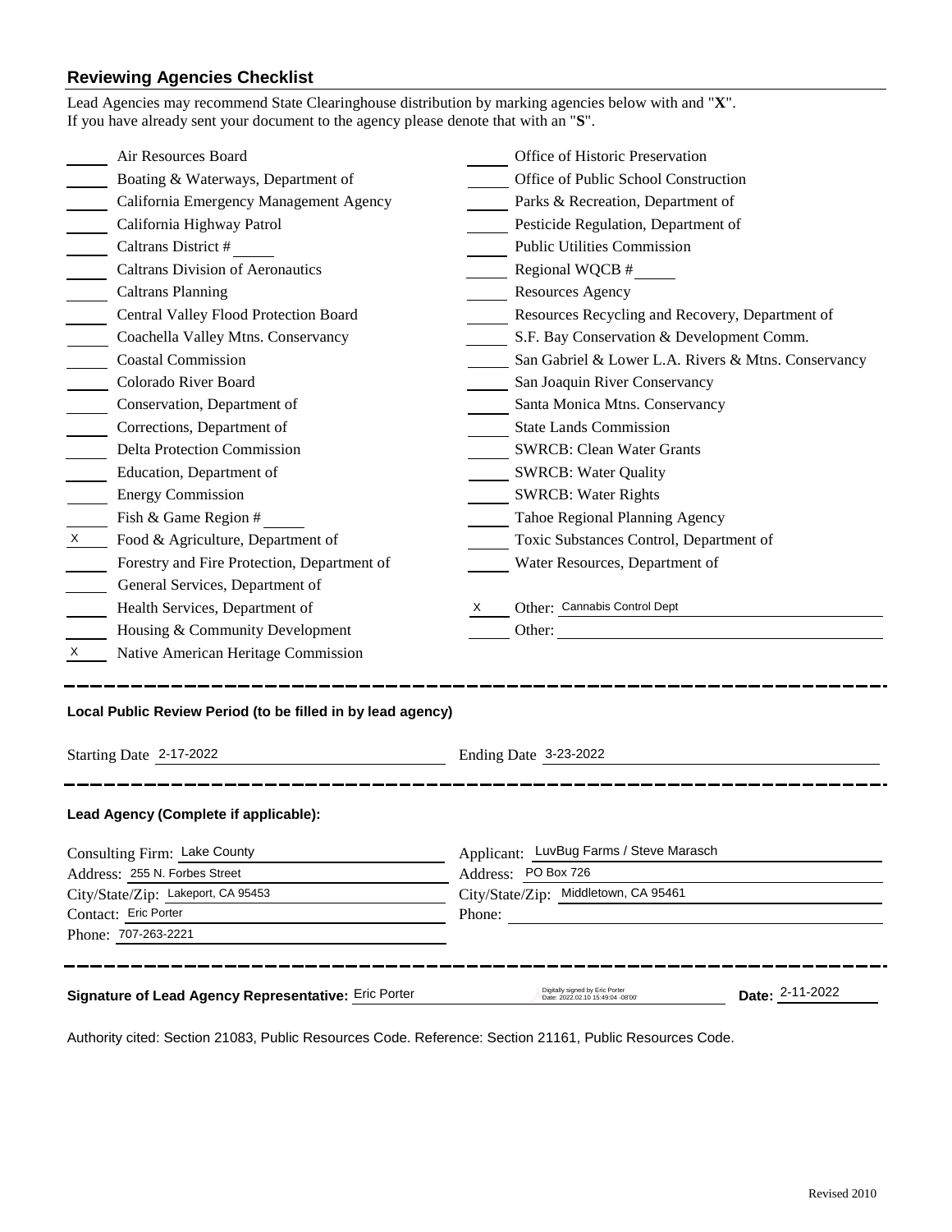## Reviewing Agencies Checklist

Lead Agencies may recommend State Clearinghouse distribution by marking agencies below with and "**X**".
If you have already sent your document to the agency please denote that with an "**S**".

| | | | |
|---|---|---|---|
| | Air Resources Board | | Office of Historic Preservation |
| | Boating & Waterways, Department of | | Office of Public School Construction |
| | California Emergency Management Agency | | Parks & Recreation, Department of |
| | California Highway Patrol | | Pesticide Regulation, Department of |
| | Caltrans District # ____ | | Public Utilities Commission |
| | Caltrans Division of Aeronautics | | Regional WQCB # ____ |
| | Caltrans Planning | | Resources Agency |
| | Central Valley Flood Protection Board | | Resources Recycling and Recovery, Department of |
| | Coachella Valley Mtns. Conservancy | | S.F. Bay Conservation & Development Comm. |
| | Coastal Commission | | San Gabriel & Lower L.A. Rivers & Mtns. Conservancy |
| | Colorado River Board | | San Joaquin River Conservancy |
| | Conservation, Department of | | Santa Monica Mtns. Conservancy |
| | Corrections, Department of | | State Lands Commission |
| | Delta Protection Commission | | SWRCB: Clean Water Grants |
| | Education, Department of | | SWRCB: Water Quality |
| | Energy Commission | | SWRCB: Water Rights |
| | Fish & Game Region # ____ | | Tahoe Regional Planning Agency |
| X | Food & Agriculture, Department of | | Toxic Substances Control, Department of |
| | Forestry and Fire Protection, Department of | | Water Resources, Department of |
| | General Services, Department of | | |
| | Health Services, Department of | X | Other: Cannabis Control Dept |
| | Housing & Community Development | | Other: |
| X | Native American Heritage Commission | | |

### Local Public Review Period (to be filled in by lead agency)

Starting Date 2-17-2022 Ending Date 3-23-2022

### Lead Agency (Complete if applicable):

Consulting Firm: Lake County
Address: 255 N. Forbes Street
City/State/Zip: Lakeport, CA 95453
Contact: Eric Porter
Phone: 707-263-2221

Applicant: LuvBug Farms / Steve Marasch
Address: PO Box 726
City/State/Zip: Middletown, CA 95461
Phone:

**Signature of Lead Agency Representative:** Eric Porter Digitally signed by Eric Porter Date: 2022.02.10 15:49:04 -08'00' **Date:** 2-11-2022

Authority cited: Section 21083, Public Resources Code. Reference: Section 21161, Public Resources Code.

Revised 2010